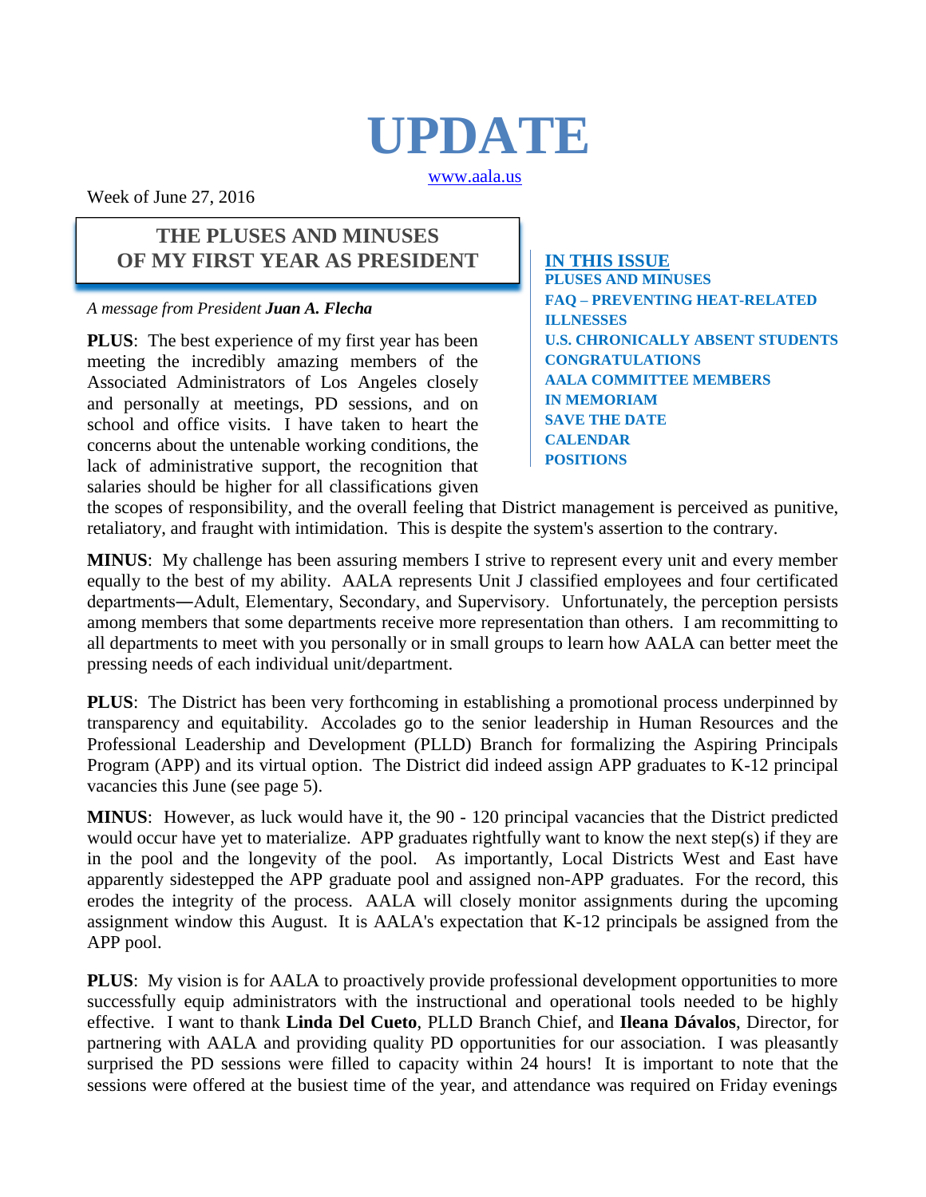# UPDATE

www.aala.us

Week of June 27, 2016

## THE PLUSES AND MINUSES OF MY FIRST YEAR AS PRESIDENT

**IN THIS ISSUE**
- PLUSES AND MINUSES
- FAQ – PREVENTING HEAT-RELATED ILLNESSES
- U.S. CHRONICALLY ABSENT STUDENTS
- CONGRATULATIONS
- AALA COMMITTEE MEMBERS
- IN MEMORIAM
- SAVE THE DATE
- CALENDAR
- POSITIONS

*A message from President **Juan A. Flecha***

**PLUS**: The best experience of my first year has been meeting the incredibly amazing members of the Associated Administrators of Los Angeles closely and personally at meetings, PD sessions, and on school and office visits. I have taken to heart the concerns about the untenable working conditions, the lack of administrative support, the recognition that salaries should be higher for all classifications given the scopes of responsibility, and the overall feeling that District management is perceived as punitive, retaliatory, and fraught with intimidation. This is despite the system's assertion to the contrary.

**MINUS**: My challenge has been assuring members I strive to represent every unit and every member equally to the best of my ability. AALA represents Unit J classified employees and four certificated departments―Adult, Elementary, Secondary, and Supervisory. Unfortunately, the perception persists among members that some departments receive more representation than others. I am recommitting to all departments to meet with you personally or in small groups to learn how AALA can better meet the pressing needs of each individual unit/department.

**PLUS**: The District has been very forthcoming in establishing a promotional process underpinned by transparency and equitability. Accolades go to the senior leadership in Human Resources and the Professional Leadership and Development (PLLD) Branch for formalizing the Aspiring Principals Program (APP) and its virtual option. The District did indeed assign APP graduates to K-12 principal vacancies this June (see page 5).

**MINUS**: However, as luck would have it, the 90 - 120 principal vacancies that the District predicted would occur have yet to materialize. APP graduates rightfully want to know the next step(s) if they are in the pool and the longevity of the pool. As importantly, Local Districts West and East have apparently sidestepped the APP graduate pool and assigned non-APP graduates. For the record, this erodes the integrity of the process. AALA will closely monitor assignments during the upcoming assignment window this August. It is AALA's expectation that K-12 principals be assigned from the APP pool.

**PLUS**: My vision is for AALA to proactively provide professional development opportunities to more successfully equip administrators with the instructional and operational tools needed to be highly effective. I want to thank **Linda Del Cueto**, PLLD Branch Chief, and **Ileana Dávalos**, Director, for partnering with AALA and providing quality PD opportunities for our association. I was pleasantly surprised the PD sessions were filled to capacity within 24 hours! It is important to note that the sessions were offered at the busiest time of the year, and attendance was required on Friday evenings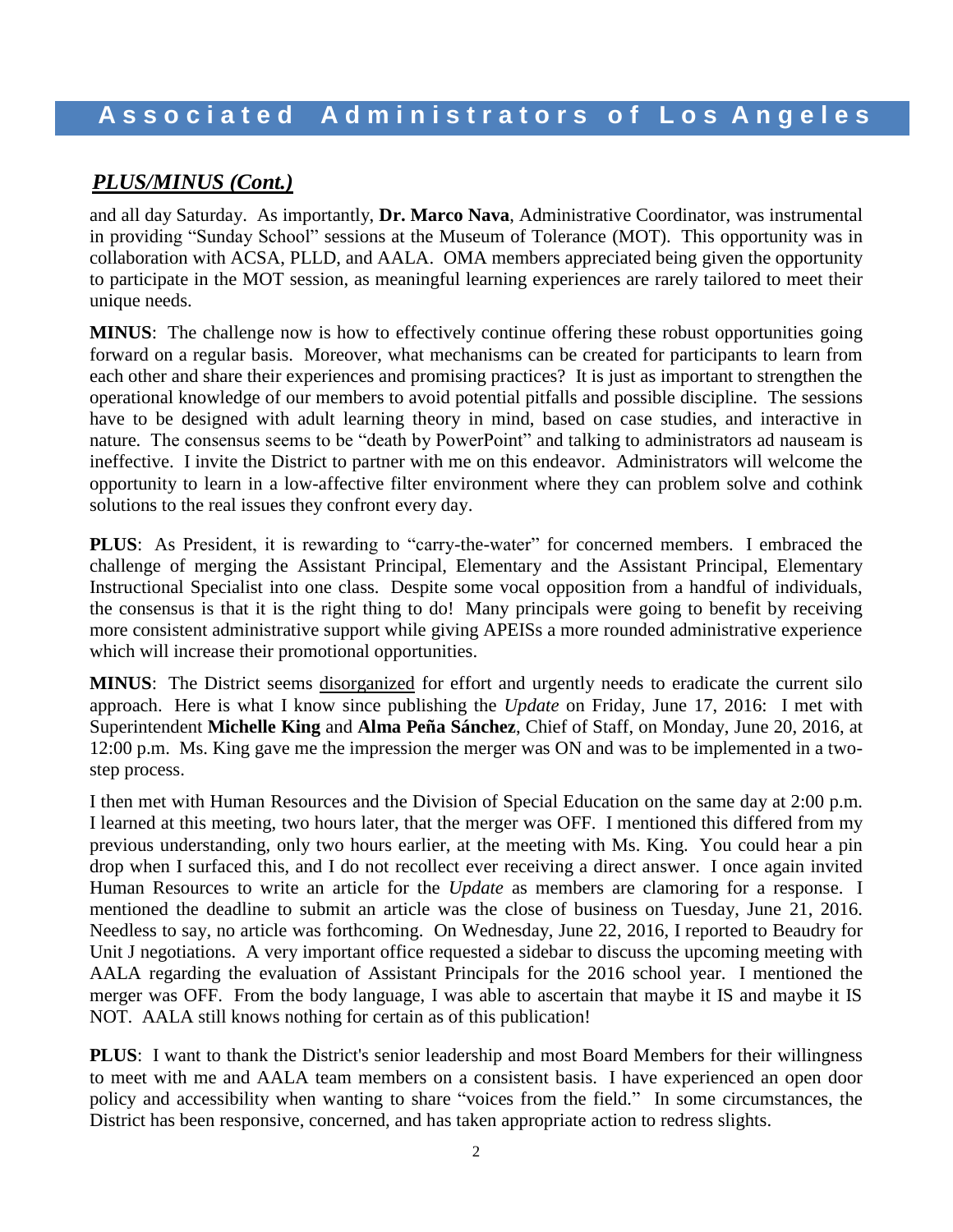## ***PLUS/MINUS (Cont.)***

and all day Saturday. As importantly, **Dr. Marco Nava**, Administrative Coordinator, was instrumental in providing "Sunday School" sessions at the Museum of Tolerance (MOT). This opportunity was in collaboration with ACSA, PLLD, and AALA. OMA members appreciated being given the opportunity to participate in the MOT session, as meaningful learning experiences are rarely tailored to meet their unique needs.

**MINUS**: The challenge now is how to effectively continue offering these robust opportunities going forward on a regular basis. Moreover, what mechanisms can be created for participants to learn from each other and share their experiences and promising practices? It is just as important to strengthen the operational knowledge of our members to avoid potential pitfalls and possible discipline. The sessions have to be designed with adult learning theory in mind, based on case studies, and interactive in nature. The consensus seems to be "death by PowerPoint" and talking to administrators ad nauseam is ineffective. I invite the District to partner with me on this endeavor. Administrators will welcome the opportunity to learn in a low-affective filter environment where they can problem solve and cothink solutions to the real issues they confront every day.

**PLUS**: As President, it is rewarding to "carry-the-water" for concerned members. I embraced the challenge of merging the Assistant Principal, Elementary and the Assistant Principal, Elementary Instructional Specialist into one class. Despite some vocal opposition from a handful of individuals, the consensus is that it is the right thing to do! Many principals were going to benefit by receiving more consistent administrative support while giving APEISs a more rounded administrative experience which will increase their promotional opportunities.

**MINUS**: The District seems disorganized for effort and urgently needs to eradicate the current silo approach. Here is what I know since publishing the *Update* on Friday, June 17, 2016: I met with Superintendent **Michelle King** and **Alma Peña Sánchez**, Chief of Staff, on Monday, June 20, 2016, at 12:00 p.m. Ms. King gave me the impression the merger was ON and was to be implemented in a two-step process.

I then met with Human Resources and the Division of Special Education on the same day at 2:00 p.m. I learned at this meeting, two hours later, that the merger was OFF. I mentioned this differed from my previous understanding, only two hours earlier, at the meeting with Ms. King. You could hear a pin drop when I surfaced this, and I do not recollect ever receiving a direct answer. I once again invited Human Resources to write an article for the *Update* as members are clamoring for a response. I mentioned the deadline to submit an article was the close of business on Tuesday, June 21, 2016. Needless to say, no article was forthcoming. On Wednesday, June 22, 2016, I reported to Beaudry for Unit J negotiations. A very important office requested a sidebar to discuss the upcoming meeting with AALA regarding the evaluation of Assistant Principals for the 2016 school year. I mentioned the merger was OFF. From the body language, I was able to ascertain that maybe it IS and maybe it IS NOT. AALA still knows nothing for certain as of this publication!

**PLUS**: I want to thank the District's senior leadership and most Board Members for their willingness to meet with me and AALA team members on a consistent basis. I have experienced an open door policy and accessibility when wanting to share "voices from the field." In some circumstances, the District has been responsive, concerned, and has taken appropriate action to redress slights.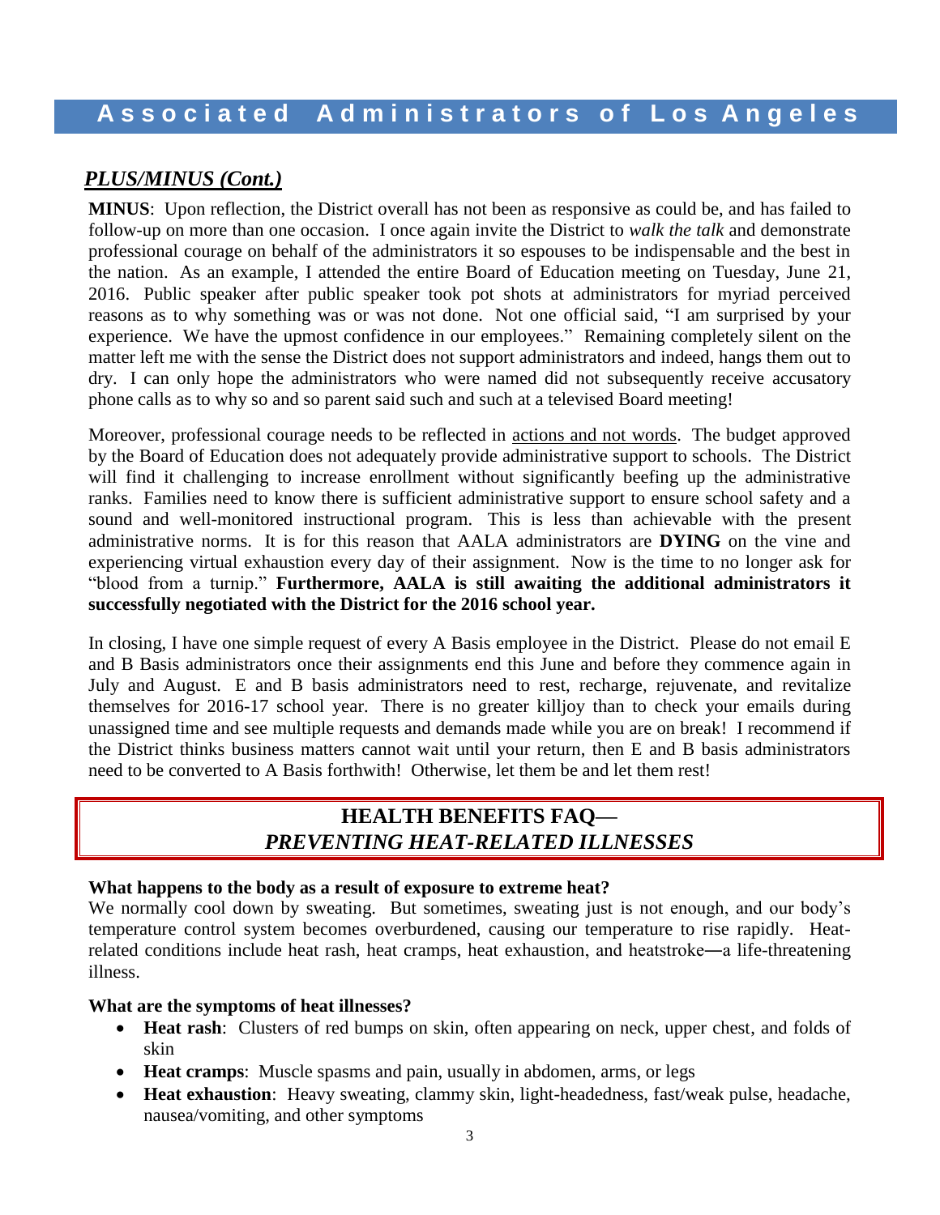## *PLUS/MINUS (Cont.)*

**MINUS**: Upon reflection, the District overall has not been as responsive as could be, and has failed to follow-up on more than one occasion. I once again invite the District to *walk the talk* and demonstrate professional courage on behalf of the administrators it so espouses to be indispensable and the best in the nation. As an example, I attended the entire Board of Education meeting on Tuesday, June 21, 2016. Public speaker after public speaker took pot shots at administrators for myriad perceived reasons as to why something was or was not done. Not one official said, "I am surprised by your experience. We have the upmost confidence in our employees." Remaining completely silent on the matter left me with the sense the District does not support administrators and indeed, hangs them out to dry. I can only hope the administrators who were named did not subsequently receive accusatory phone calls as to why so and so parent said such and such at a televised Board meeting!

Moreover, professional courage needs to be reflected in actions and not words. The budget approved by the Board of Education does not adequately provide administrative support to schools. The District will find it challenging to increase enrollment without significantly beefing up the administrative ranks. Families need to know there is sufficient administrative support to ensure school safety and a sound and well-monitored instructional program. This is less than achievable with the present administrative norms. It is for this reason that AALA administrators are **DYING** on the vine and experiencing virtual exhaustion every day of their assignment. Now is the time to no longer ask for "blood from a turnip." **Furthermore, AALA is still awaiting the additional administrators it successfully negotiated with the District for the 2016 school year.**

In closing, I have one simple request of every A Basis employee in the District. Please do not email E and B Basis administrators once their assignments end this June and before they commence again in July and August. E and B basis administrators need to rest, recharge, rejuvenate, and revitalize themselves for 2016-17 school year. There is no greater killjoy than to check your emails during unassigned time and see multiple requests and demands made while you are on break! I recommend if the District thinks business matters cannot wait until your return, then E and B basis administrators need to be converted to A Basis forthwith! Otherwise, let them be and let them rest!

## HEALTH BENEFITS FAQ— *PREVENTING HEAT-RELATED ILLNESSES*

**What happens to the body as a result of exposure to extreme heat?**
We normally cool down by sweating. But sometimes, sweating just is not enough, and our body's temperature control system becomes overburdened, causing our temperature to rise rapidly. Heat-related conditions include heat rash, heat cramps, heat exhaustion, and heatstroke—a life-threatening illness.

**What are the symptoms of heat illnesses?**

- **Heat rash**: Clusters of red bumps on skin, often appearing on neck, upper chest, and folds of skin
- **Heat cramps**: Muscle spasms and pain, usually in abdomen, arms, or legs
- **Heat exhaustion**: Heavy sweating, clammy skin, light-headedness, fast/weak pulse, headache, nausea/vomiting, and other symptoms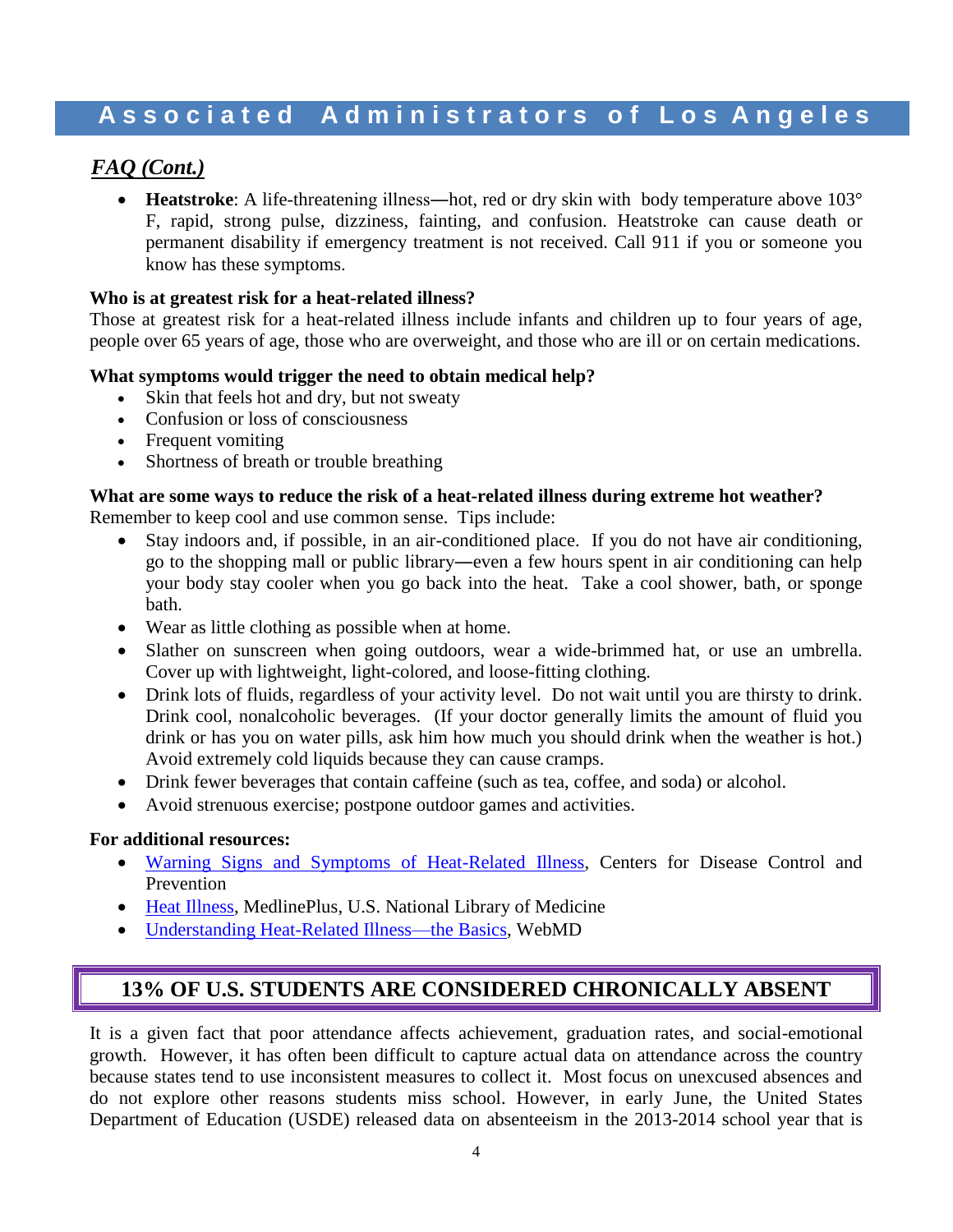## *FAQ (Cont.)*

- **Heatstroke**: A life-threatening illness—hot, red or dry skin with body temperature above 103° F, rapid, strong pulse, dizziness, fainting, and confusion. Heatstroke can cause death or permanent disability if emergency treatment is not received. Call 911 if you or someone you know has these symptoms.

**Who is at greatest risk for a heat-related illness?**
Those at greatest risk for a heat-related illness include infants and children up to four years of age, people over 65 years of age, those who are overweight, and those who are ill or on certain medications.

**What symptoms would trigger the need to obtain medical help?**

- Skin that feels hot and dry, but not sweaty
- Confusion or loss of consciousness
- Frequent vomiting
- Shortness of breath or trouble breathing

**What are some ways to reduce the risk of a heat-related illness during extreme hot weather?**
Remember to keep cool and use common sense. Tips include:

- Stay indoors and, if possible, in an air-conditioned place. If you do not have air conditioning, go to the shopping mall or public library—even a few hours spent in air conditioning can help your body stay cooler when you go back into the heat. Take a cool shower, bath, or sponge bath.
- Wear as little clothing as possible when at home.
- Slather on sunscreen when going outdoors, wear a wide-brimmed hat, or use an umbrella. Cover up with lightweight, light-colored, and loose-fitting clothing.
- Drink lots of fluids, regardless of your activity level. Do not wait until you are thirsty to drink. Drink cool, nonalcoholic beverages. (If your doctor generally limits the amount of fluid you drink or has you on water pills, ask him how much you should drink when the weather is hot.) Avoid extremely cold liquids because they can cause cramps.
- Drink fewer beverages that contain caffeine (such as tea, coffee, and soda) or alcohol.
- Avoid strenuous exercise; postpone outdoor games and activities.

**For additional resources:**

- Warning Signs and Symptoms of Heat-Related Illness, Centers for Disease Control and Prevention
- Heat Illness, MedlinePlus, U.S. National Library of Medicine
- Understanding Heat-Related Illness—the Basics, WebMD

## 13% OF U.S. STUDENTS ARE CONSIDERED CHRONICALLY ABSENT

It is a given fact that poor attendance affects achievement, graduation rates, and social-emotional growth. However, it has often been difficult to capture actual data on attendance across the country because states tend to use inconsistent measures to collect it. Most focus on unexcused absences and do not explore other reasons students miss school. However, in early June, the United States Department of Education (USDE) released data on absenteeism in the 2013-2014 school year that is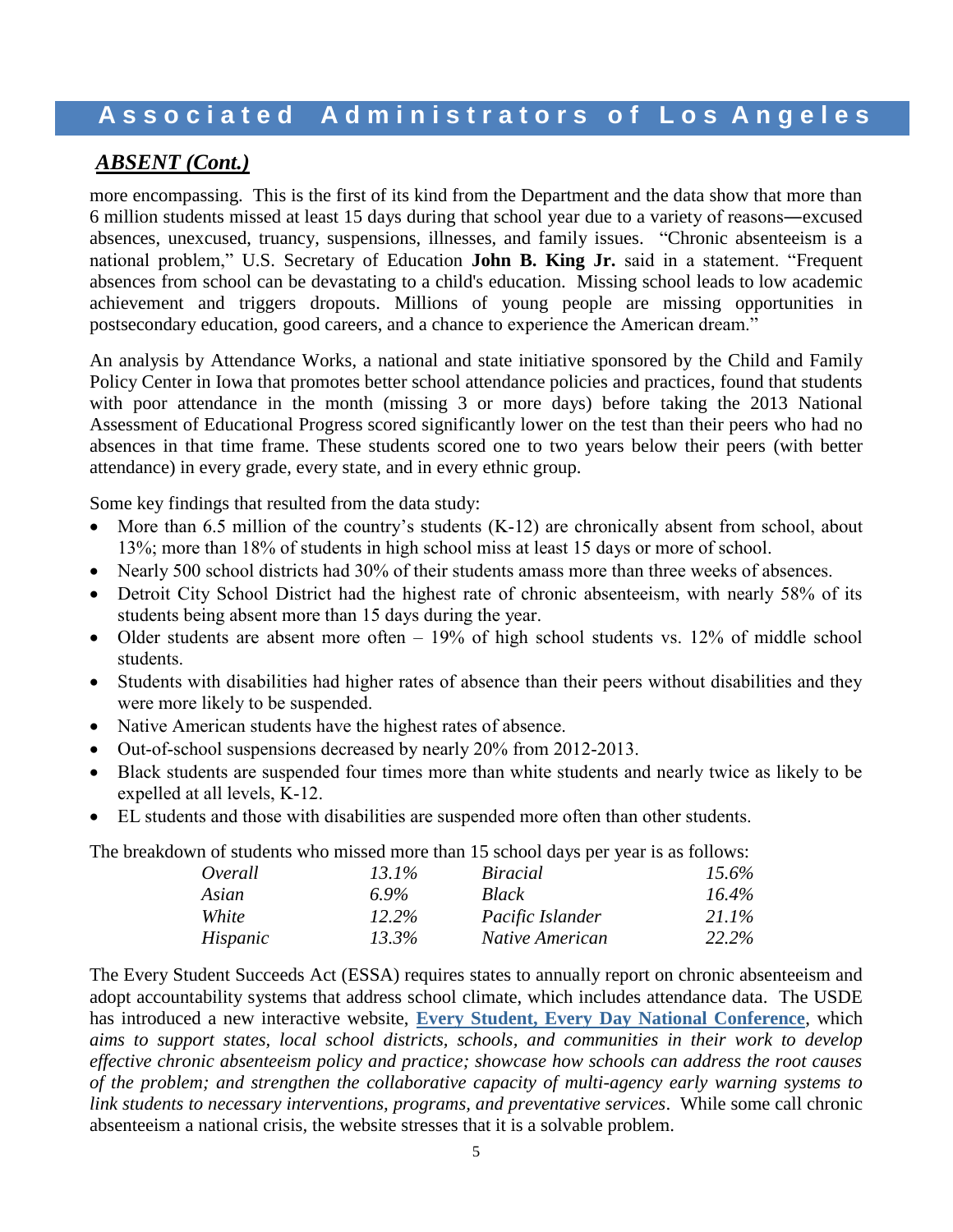## ***ABSENT (Cont.)***

more encompassing. This is the first of its kind from the Department and the data show that more than 6 million students missed at least 15 days during that school year due to a variety of reasons―excused absences, unexcused, truancy, suspensions, illnesses, and family issues. "Chronic absenteeism is a national problem," U.S. Secretary of Education **John B. King Jr.** said in a statement. "Frequent absences from school can be devastating to a child's education. Missing school leads to low academic achievement and triggers dropouts. Millions of young people are missing opportunities in postsecondary education, good careers, and a chance to experience the American dream."

An analysis by Attendance Works, a national and state initiative sponsored by the Child and Family Policy Center in Iowa that promotes better school attendance policies and practices, found that students with poor attendance in the month (missing 3 or more days) before taking the 2013 National Assessment of Educational Progress scored significantly lower on the test than their peers who had no absences in that time frame. These students scored one to two years below their peers (with better attendance) in every grade, every state, and in every ethnic group.

Some key findings that resulted from the data study:

- More than 6.5 million of the country's students (K-12) are chronically absent from school, about 13%; more than 18% of students in high school miss at least 15 days or more of school.
- Nearly 500 school districts had 30% of their students amass more than three weeks of absences.
- Detroit City School District had the highest rate of chronic absenteeism, with nearly 58% of its students being absent more than 15 days during the year.
- Older students are absent more often – 19% of high school students vs. 12% of middle school students.
- Students with disabilities had higher rates of absence than their peers without disabilities and they were more likely to be suspended.
- Native American students have the highest rates of absence.
- Out-of-school suspensions decreased by nearly 20% from 2012-2013.
- Black students are suspended four times more than white students and nearly twice as likely to be expelled at all levels, K-12.
- EL students and those with disabilities are suspended more often than other students.

The breakdown of students who missed more than 15 school days per year is as follows:

| | | | |
|---|---|---|---|
| *Overall* | *13.1%* | *Biracial* | *15.6%* |
| *Asian* | *6.9%* | *Black* | *16.4%* |
| *White* | *12.2%* | *Pacific Islander* | *21.1%* |
| *Hispanic* | *13.3%* | *Native American* | *22.2%* |

The Every Student Succeeds Act (ESSA) requires states to annually report on chronic absenteeism and adopt accountability systems that address school climate, which includes attendance data. The USDE has introduced a new interactive website, **Every Student, Every Day National Conference**, which *aims to support states, local school districts, schools, and communities in their work to develop effective chronic absenteeism policy and practice; showcase how schools can address the root causes of the problem; and strengthen the collaborative capacity of multi-agency early warning systems to link students to necessary interventions, programs, and preventative services*. While some call chronic absenteeism a national crisis, the website stresses that it is a solvable problem.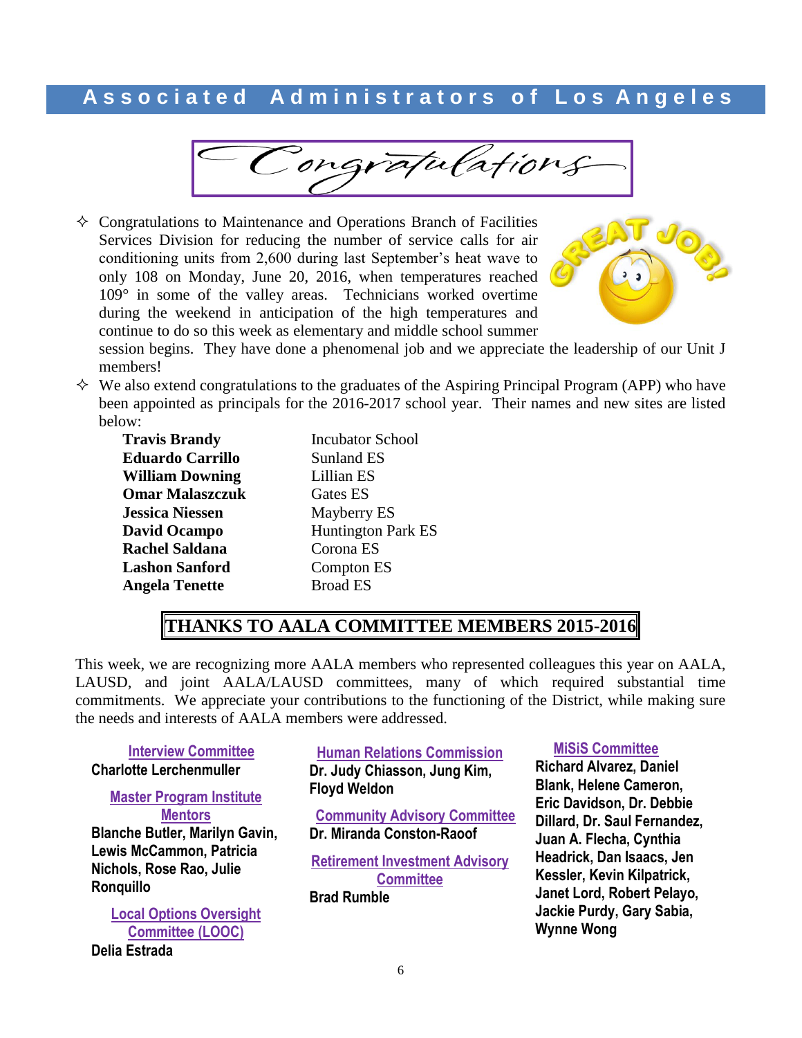# Associated Administrators of Los Angeles

## Congratulations

- Congratulations to Maintenance and Operations Branch of Facilities Services Division for reducing the number of service calls for air conditioning units from 2,600 during last September's heat wave to only 108 on Monday, June 20, 2016, when temperatures reached 109° in some of the valley areas. Technicians worked overtime during the weekend in anticipation of the high temperatures and continue to do so this week as elementary and middle school summer session begins. They have done a phenomenal job and we appreciate the leadership of our Unit J members!
- We also extend congratulations to the graduates of the Aspiring Principal Program (APP) who have been appointed as principals for the 2016-2017 school year. Their names and new sites are listed below:

| | |
|---|---|
| **Travis Brandy** | Incubator School |
| **Eduardo Carrillo** | Sunland ES |
| **William Downing** | Lillian ES |
| **Omar Malaszczuk** | Gates ES |
| **Jessica Niessen** | Mayberry ES |
| **David Ocampo** | Huntington Park ES |
| **Rachel Saldana** | Corona ES |
| **Lashon Sanford** | Compton ES |
| **Angela Tenette** | Broad ES |

## THANKS TO AALA COMMITTEE MEMBERS 2015-2016

This week, we are recognizing more AALA members who represented colleagues this year on AALA, LAUSD, and joint AALA/LAUSD committees, many of which required substantial time commitments. We appreciate your contributions to the functioning of the District, while making sure the needs and interests of AALA members were addressed.

**Interview Committee**
**Charlotte Lerchenmuller**

**Master Program Institute Mentors**
**Blanche Butler, Marilyn Gavin, Lewis McCammon, Patricia Nichols, Rose Rao, Julie Ronquillo**

**Local Options Oversight Committee (LOOC)**
**Delia Estrada**

**Human Relations Commission**
**Dr. Judy Chiasson, Jung Kim, Floyd Weldon**

**Community Advisory Committee**
**Dr. Miranda Conston-Raoof**

**Retirement Investment Advisory Committee**
**Brad Rumble**

**MiSiS Committee**
**Richard Alvarez, Daniel Blank, Helene Cameron, Eric Davidson, Dr. Debbie Dillard, Dr. Saul Fernandez, Juan A. Flecha, Cynthia Headrick, Dan Isaacs, Jen Kessler, Kevin Kilpatrick, Janet Lord, Robert Pelayo, Jackie Purdy, Gary Sabia, Wynne Wong**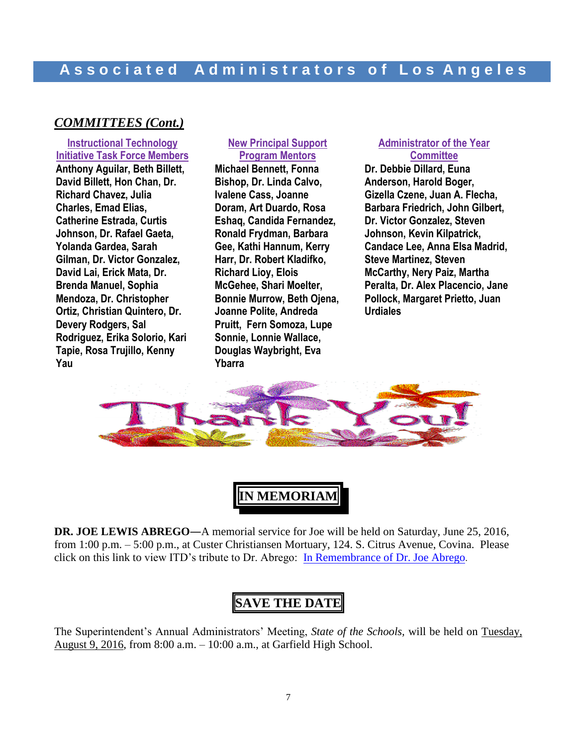## *COMMITTEES (Cont.)*

### Instructional Technology Initiative Task Force Members

**Anthony Aguilar, Beth Billett, David Billett, Hon Chan, Dr. Richard Chavez, Julia Charles, Emad Elias, Catherine Estrada, Curtis Johnson, Dr. Rafael Gaeta, Yolanda Gardea, Sarah Gilman, Dr. Victor Gonzalez, David Lai, Erick Mata, Dr. Brenda Manuel, Sophia Mendoza, Dr. Christopher Ortiz, Christian Quintero, Dr. Devery Rodgers, Sal Rodriguez, Erika Solorio, Kari Tapie, Rosa Trujillo, Kenny Yau**

### New Principal Support Program Mentors

**Michael Bennett, Fonna Bishop, Dr. Linda Calvo, Ivalene Cass, Joanne Doram, Art Duardo, Rosa Eshaq, Candida Fernandez, Ronald Frydman, Barbara Gee, Kathi Hannum, Kerry Harr, Dr. Robert Kladifko, Richard Lioy, Elois McGehee, Shari Moelter, Bonnie Murrow, Beth Ojena, Joanne Polite, Andreda Pruitt, Fern Somoza, Lupe Sonnie, Lonnie Wallace, Douglas Waybright, Eva Ybarra**

### Administrator of the Year Committee

**Dr. Debbie Dillard, Euna Anderson, Harold Boger, Gizella Czene, Juan A. Flecha, Barbara Friedrich, John Gilbert, Dr. Victor Gonzalez, Steven Johnson, Kevin Kilpatrick, Candace Lee, Anna Elsa Madrid, Steve Martinez, Steven McCarthy, Nery Paiz, Martha Peralta, Dr. Alex Placencio, Jane Pollock, Margaret Prietto, Juan Urdiales**

Thank You!

## IN MEMORIAM

**DR. JOE LEWIS ABREGO—**A memorial service for Joe will be held on Saturday, June 25, 2016, from 1:00 p.m. – 5:00 p.m., at Custer Christiansen Mortuary, 124. S. Citrus Avenue, Covina. Please click on this link to view ITD's tribute to Dr. Abrego: In Remembrance of Dr. Joe Abrego.

## SAVE THE DATE

The Superintendent's Annual Administrators' Meeting, *State of the Schools*, will be held on Tuesday, August 9, 2016, from 8:00 a.m. – 10:00 a.m., at Garfield High School.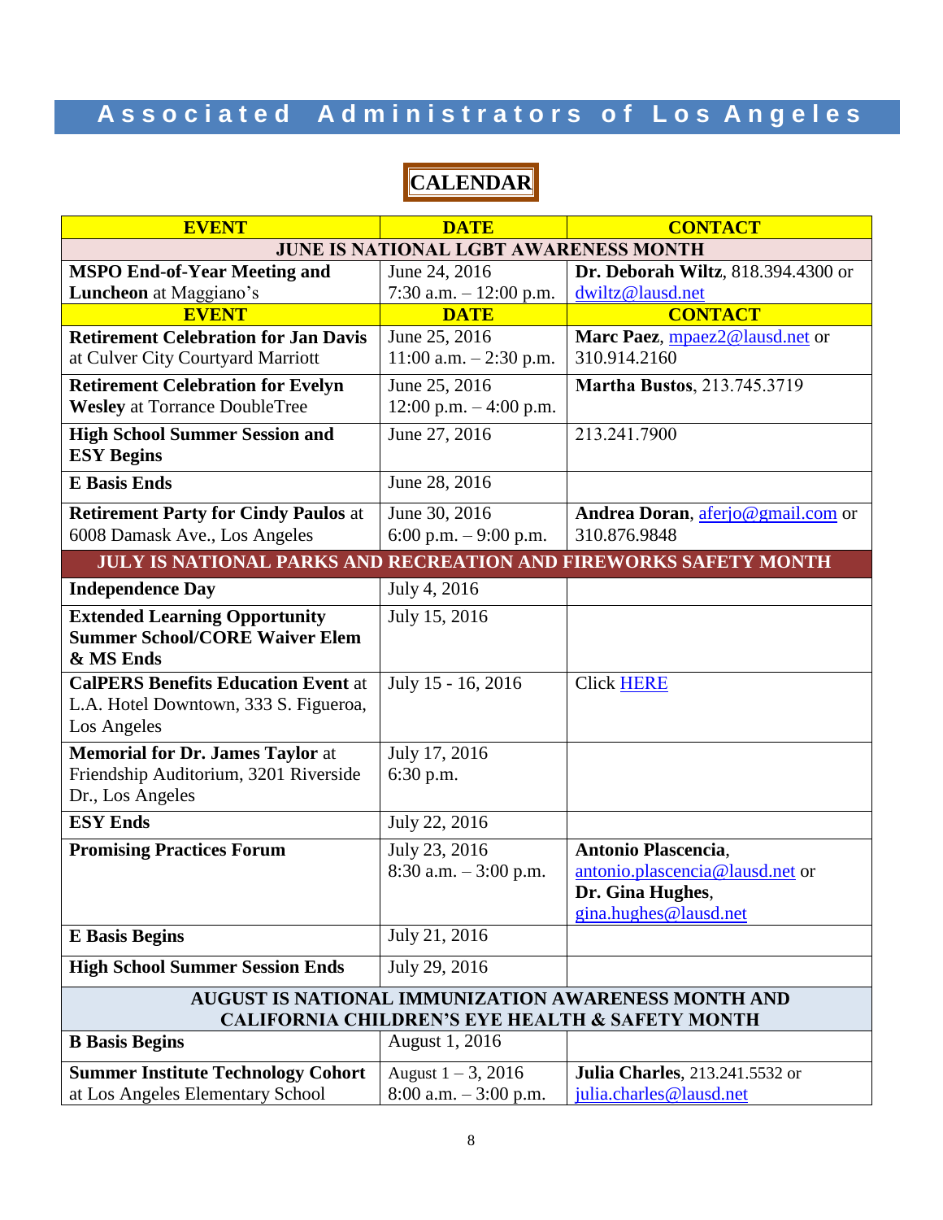# Associated Administrators of Los Angeles

## CALENDAR

| EVENT | DATE | CONTACT |
|---|---|---|
| **JUNE IS NATIONAL LGBT AWARENESS MONTH** | | |
| **MSPO End-of-Year Meeting and Luncheon** at Maggiano's | June 24, 2016<br>7:30 a.m. – 12:00 p.m. | **Dr. Deborah Wiltz**, 818.394.4300 or dwiltz@lausd.net |
| **EVENT** | **DATE** | **CONTACT** |
| **Retirement Celebration for Jan Davis** at Culver City Courtyard Marriott | June 25, 2016<br>11:00 a.m. – 2:30 p.m. | **Marc Paez**, mpaez2@lausd.net or 310.914.2160 |
| **Retirement Celebration for Evelyn Wesley** at Torrance DoubleTree | June 25, 2016<br>12:00 p.m. – 4:00 p.m. | **Martha Bustos**, 213.745.3719 |
| **High School Summer Session and ESY Begins** | June 27, 2016 | 213.241.7900 |
| **E Basis Ends** | June 28, 2016 | |
| **Retirement Party for Cindy Paulos** at 6008 Damask Ave., Los Angeles | June 30, 2016<br>6:00 p.m. – 9:00 p.m. | **Andrea Doran**, aferjo@gmail.com or 310.876.9848 |
| **JULY IS NATIONAL PARKS AND RECREATION AND FIREWORKS SAFETY MONTH** | | |
| **Independence Day** | July 4, 2016 | |
| **Extended Learning Opportunity Summer School/CORE Waiver Elem & MS Ends** | July 15, 2016 | |
| **CalPERS Benefits Education Event** at L.A. Hotel Downtown, 333 S. Figueroa, Los Angeles | July 15 - 16, 2016 | Click HERE |
| **Memorial for Dr. James Taylor** at Friendship Auditorium, 3201 Riverside Dr., Los Angeles | July 17, 2016<br>6:30 p.m. | |
| **ESY Ends** | July 22, 2016 | |
| **Promising Practices Forum** | July 23, 2016<br>8:30 a.m. – 3:00 p.m. | **Antonio Plascencia**, antonio.plascencia@lausd.net or **Dr. Gina Hughes**, gina.hughes@lausd.net |
| **E Basis Begins** | July 21, 2016 | |
| **High School Summer Session Ends** | July 29, 2016 | |
| **AUGUST IS NATIONAL IMMUNIZATION AWARENESS MONTH AND CALIFORNIA CHILDREN'S EYE HEALTH & SAFETY MONTH** | | |
| **B Basis Begins** | August 1, 2016 | |
| **Summer Institute Technology Cohort** at Los Angeles Elementary School | August 1 – 3, 2016<br>8:00 a.m. – 3:00 p.m. | **Julia Charles**, 213.241.5532 or julia.charles@lausd.net |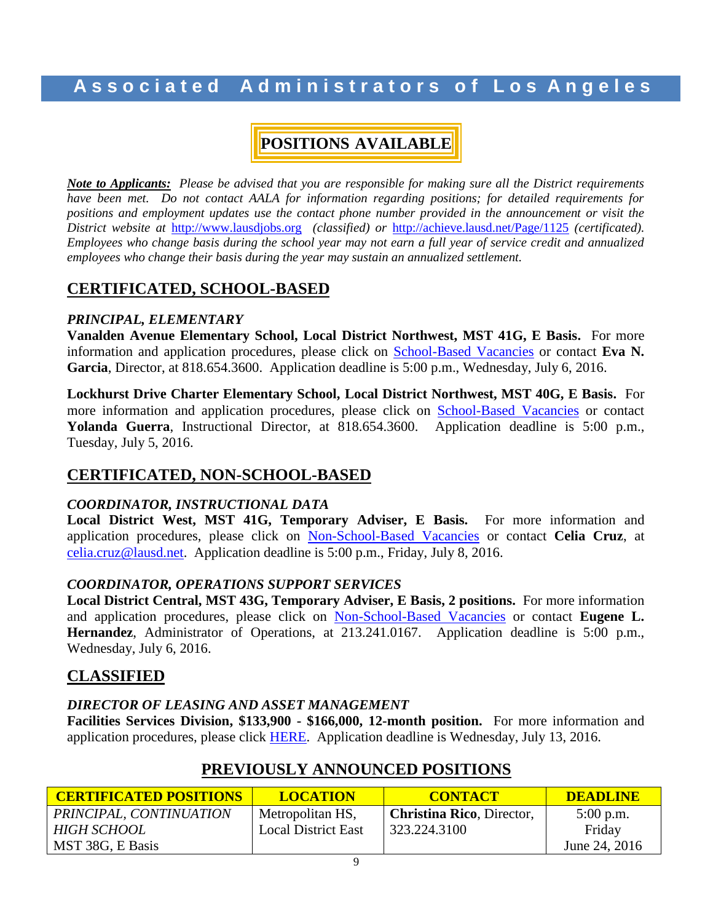# Associated Administrators of Los Angeles

## POSITIONS AVAILABLE

***Note to Applicants:*** *Please be advised that you are responsible for making sure all the District requirements have been met. Do not contact AALA for information regarding positions; for detailed requirements for positions and employment updates use the contact phone number provided in the announcement or visit the District website at* http://www.lausdjobs.org *(classified) or* http://achieve.lausd.net/Page/1125 *(certificated). Employees who change basis during the school year may not earn a full year of service credit and annualized employees who change their basis during the year may sustain an annualized settlement.*

## CERTIFICATED, SCHOOL-BASED

### *PRINCIPAL, ELEMENTARY*

**Vanalden Avenue Elementary School, Local District Northwest, MST 41G, E Basis.** For more information and application procedures, please click on School-Based Vacancies or contact **Eva N. Garcia**, Director, at 818.654.3600. Application deadline is 5:00 p.m., Wednesday, July 6, 2016.

**Lockhurst Drive Charter Elementary School, Local District Northwest, MST 40G, E Basis.** For more information and application procedures, please click on School-Based Vacancies or contact **Yolanda Guerra**, Instructional Director, at 818.654.3600. Application deadline is 5:00 p.m., Tuesday, July 5, 2016.

## CERTIFICATED, NON-SCHOOL-BASED

### *COORDINATOR, INSTRUCTIONAL DATA*

**Local District West, MST 41G, Temporary Adviser, E Basis.** For more information and application procedures, please click on Non-School-Based Vacancies or contact **Celia Cruz**, at celia.cruz@lausd.net. Application deadline is 5:00 p.m., Friday, July 8, 2016.

### *COORDINATOR, OPERATIONS SUPPORT SERVICES*

**Local District Central, MST 43G, Temporary Adviser, E Basis, 2 positions.** For more information and application procedures, please click on Non-School-Based Vacancies or contact **Eugene L. Hernandez**, Administrator of Operations, at 213.241.0167. Application deadline is 5:00 p.m., Wednesday, July 6, 2016.

## CLASSIFIED

### *DIRECTOR OF LEASING AND ASSET MANAGEMENT*

**Facilities Services Division, $133,900 - $166,000, 12-month position.** For more information and application procedures, please click HERE. Application deadline is Wednesday, July 13, 2016.

## PREVIOUSLY ANNOUNCED POSITIONS

| CERTIFICATED POSITIONS | LOCATION | CONTACT | DEADLINE |
|---|---|---|---|
| *PRINCIPAL, CONTINUATION HIGH SCHOOL* MST 38G, E Basis | Metropolitan HS, Local District East | **Christina Rico**, Director, 323.224.3100 | 5:00 p.m. Friday June 24, 2016 |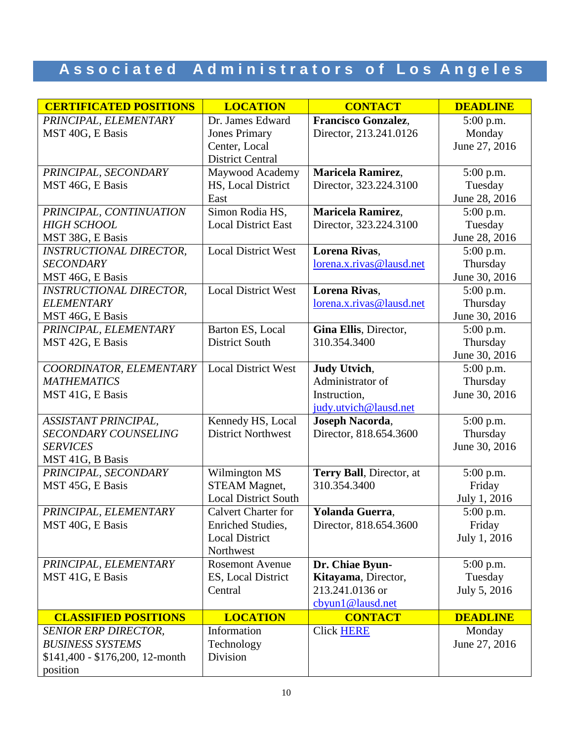# Associated Administrators of Los Angeles

| CERTIFICATED POSITIONS | LOCATION | CONTACT | DEADLINE |
|---|---|---|---|
| *PRINCIPAL, ELEMENTARY* MST 40G, E Basis | Dr. James Edward Jones Primary Center, Local District Central | **Francisco Gonzalez**, Director, 213.241.0126 | 5:00 p.m. Monday June 27, 2016 |
| *PRINCIPAL, SECONDARY* MST 46G, E Basis | Maywood Academy HS, Local District East | **Maricela Ramirez**, Director, 323.224.3100 | 5:00 p.m. Tuesday June 28, 2016 |
| *PRINCIPAL, CONTINUATION HIGH SCHOOL* MST 38G, E Basis | Simon Rodia HS, Local District East | **Maricela Ramirez**, Director, 323.224.3100 | 5:00 p.m. Tuesday June 28, 2016 |
| *INSTRUCTIONAL DIRECTOR, SECONDARY* MST 46G, E Basis | Local District West | **Lorena Rivas**, lorena.x.rivas@lausd.net | 5:00 p.m. Thursday June 30, 2016 |
| *INSTRUCTIONAL DIRECTOR, ELEMENTARY* MST 46G, E Basis | Local District West | **Lorena Rivas**, lorena.x.rivas@lausd.net | 5:00 p.m. Thursday June 30, 2016 |
| *PRINCIPAL, ELEMENTARY* MST 42G, E Basis | Barton ES, Local District South | **Gina Ellis**, Director, 310.354.3400 | 5:00 p.m. Thursday June 30, 2016 |
| *COORDINATOR, ELEMENTARY MATHEMATICS* MST 41G, E Basis | Local District West | **Judy Utvich**, Administrator of Instruction, judy.utvich@lausd.net | 5:00 p.m. Thursday June 30, 2016 |
| *ASSISTANT PRINCIPAL, SECONDARY COUNSELING SERVICES* MST 41G, B Basis | Kennedy HS, Local District Northwest | **Joseph Nacorda**, Director, 818.654.3600 | 5:00 p.m. Thursday June 30, 2016 |
| *PRINCIPAL, SECONDARY* MST 45G, E Basis | Wilmington MS STEAM Magnet, Local District South | **Terry Ball**, Director, at 310.354.3400 | 5:00 p.m. Friday July 1, 2016 |
| *PRINCIPAL, ELEMENTARY* MST 40G, E Basis | Calvert Charter for Enriched Studies, Local District Northwest | **Yolanda Guerra**, Director, 818.654.3600 | 5:00 p.m. Friday July 1, 2016 |
| *PRINCIPAL, ELEMENTARY* MST 41G, E Basis | Rosemont Avenue ES, Local District Central | **Dr. Chiae Byun-Kitayama**, Director, 213.241.0136 or cbyun1@lausd.net | 5:00 p.m. Tuesday July 5, 2016 |
| **CLASSIFIED POSITIONS** | **LOCATION** | **CONTACT** | **DEADLINE** |
| *SENIOR ERP DIRECTOR, BUSINESS SYSTEMS* $141,400 - $176,200, 12-month position | Information Technology Division | Click HERE | Monday June 27, 2016 |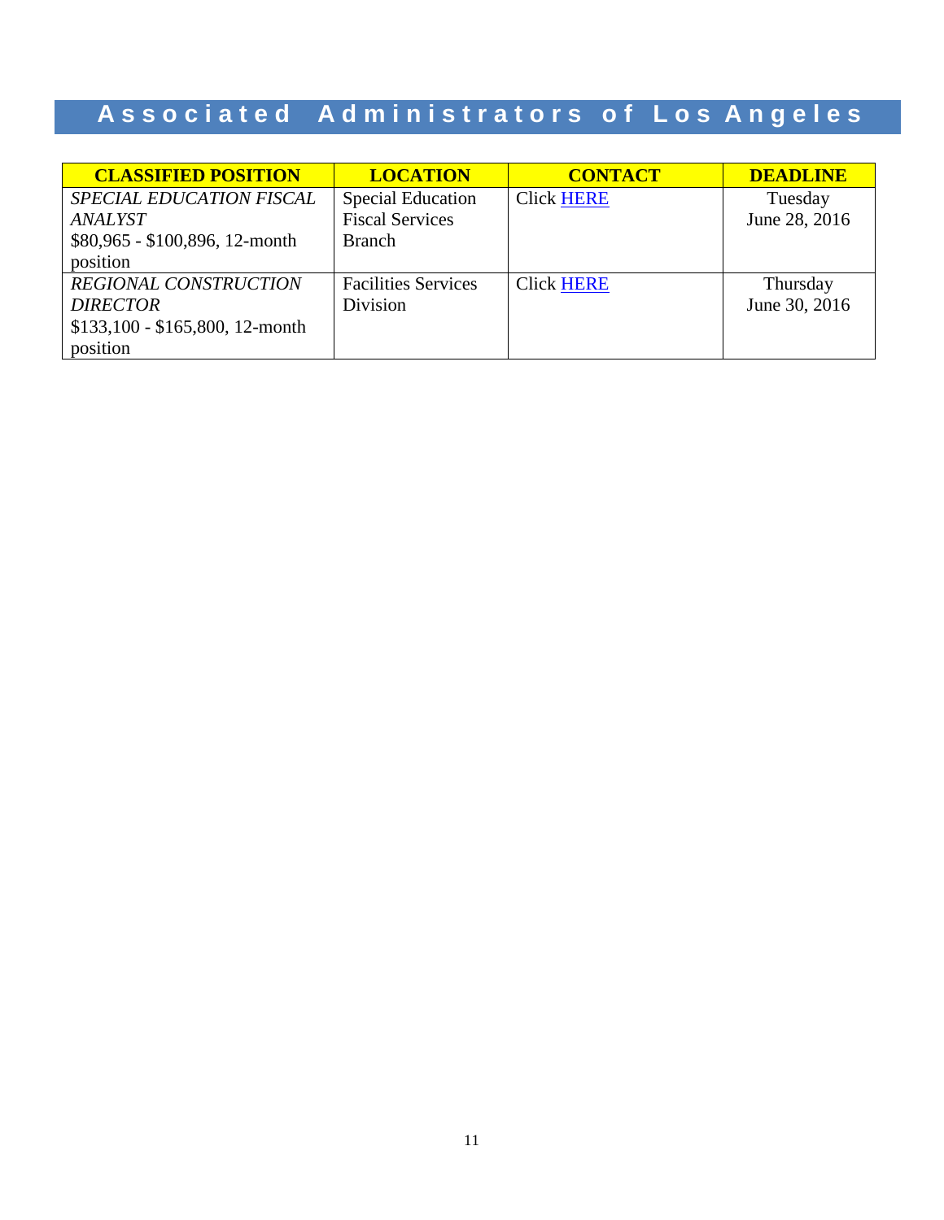| CLASSIFIED POSITION | LOCATION | CONTACT | DEADLINE |
|---|---|---|---|
| *SPECIAL EDUCATION FISCAL ANALYST* $80,965 - $100,896, 12-month position | Special Education Fiscal Services Branch | Click HERE | Tuesday June 28, 2016 |
| *REGIONAL CONSTRUCTION DIRECTOR* $133,100 - $165,800, 12-month position | Facilities Services Division | Click HERE | Thursday June 30, 2016 |